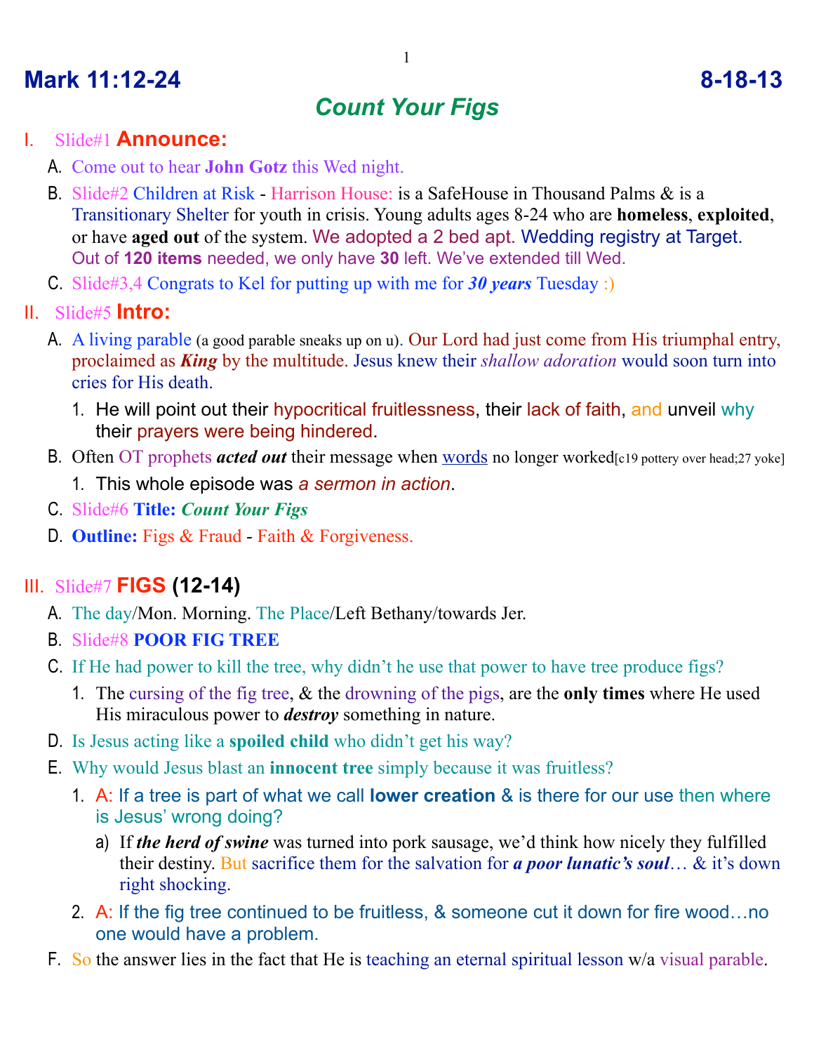# Mark 11:12-24 8-18-13

## *Count Your Figs*

I. Slide#1 **Announce:**

   A. Come out to hear **John Gotz** this Wed night.

   B. Slide#2 Children at Risk - Harrison House: is a SafeHouse in Thousand Palms & is a Transitionary Shelter for youth in crisis. Young adults ages 8-24 who are **homeless**, **exploited**, or have **aged out** of the system. We adopted a 2 bed apt. Wedding registry at Target. Out of **120 items** needed, we only have **30** left. We've extended till Wed.

   C. Slide#3,4 Congrats to Kel for putting up with me for ***30 years*** Tuesday :)

II. Slide#5 **Intro:**

   A. A living parable (a good parable sneaks up on u). Our Lord had just come from His triumphal entry, proclaimed as ***King*** by the multitude. Jesus knew their *shallow adoration* would soon turn into cries for His death.

      1. He will point out their hypocritical fruitlessness, their lack of faith, and unveil why their prayers were being hindered.

   B. Often OT prophets ***acted out*** their message when words no longer worked[c19 pottery over head;27 yoke]

      1. This whole episode was *a sermon in action*.

   C. Slide#6 **Title: *Count Your Figs***

   D. **Outline:** Figs & Fraud - Faith & Forgiveness.

III. Slide#7 **FIGS (12-14)**

   A. The day/Mon. Morning. The Place/Left Bethany/towards Jer.

   B. Slide#8 **POOR FIG TREE**

   C. If He had power to kill the tree, why didn't he use that power to have tree produce figs?

      1. The cursing of the fig tree, & the drowning of the pigs, are the **only times** where He used His miraculous power to ***destroy*** something in nature.

   D. Is Jesus acting like a **spoiled child** who didn't get his way?

   E. Why would Jesus blast an **innocent tree** simply because it was fruitless?

      1. A: If a tree is part of what we call **lower creation** & is there for our use then where is Jesus' wrong doing?

         a) If ***the herd of swine*** was turned into pork sausage, we'd think how nicely they fulfilled their destiny. But sacrifice them for the salvation for ***a poor lunatic's soul***… & it's down right shocking.

      2. A: If the fig tree continued to be fruitless, & someone cut it down for fire wood…no one would have a problem.

   F. So the answer lies in the fact that He is teaching an eternal spiritual lesson w/a visual parable.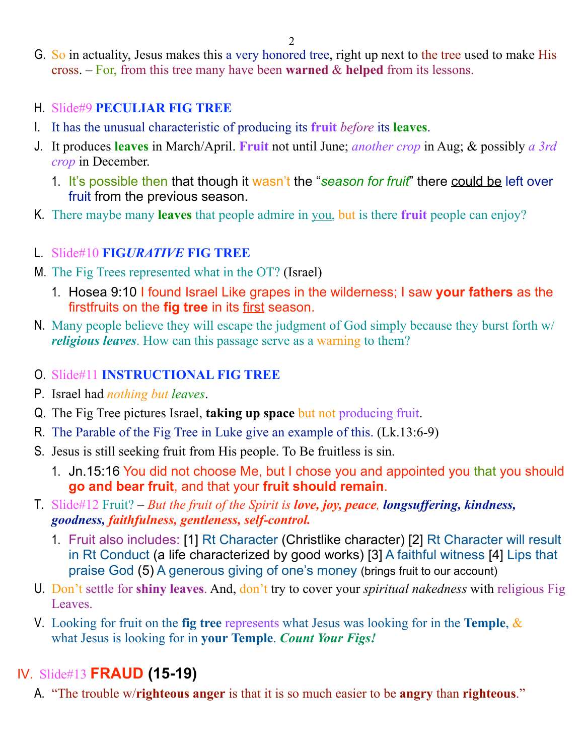G. So in actuality, Jesus makes this a very honored tree, right up next to the tree used to make His cross. – For, from this tree many have been **warned** & **helped** from its lessons.

H. Slide#9 **PECULIAR FIG TREE**

I. It has the unusual characteristic of producing its **fruit** *before* its **leaves**.

J. It produces **leaves** in March/April. **Fruit** not until June; *another crop* in Aug; & possibly *a 3rd crop* in December.

   1. It's possible then that though it wasn't the "*season for fruit*" there could be left over fruit from the previous season.

K. There maybe many **leaves** that people admire in you, but is there **fruit** people can enjoy?

L. Slide#10 **FIG*URATIVE* FIG TREE**

M. The Fig Trees represented what in the OT? (Israel)

   1. Hosea 9:10 I found Israel Like grapes in the wilderness; I saw **your fathers** as the firstfruits on the **fig tree** in its first season.

N. Many people believe they will escape the judgment of God simply because they burst forth w/ ***religious leaves***. How can this passage serve as a warning to them?

O. Slide#11 **INSTRUCTIONAL FIG TREE**

P. Israel had *nothing but leaves*.

Q. The Fig Tree pictures Israel, **taking up space** but not producing fruit.

R. The Parable of the Fig Tree in Luke give an example of this. (Lk.13:6-9)

S. Jesus is still seeking fruit from His people. To Be fruitless is sin.

   1. Jn.15:16 You did not choose Me, but I chose you and appointed you that you should **go and bear fruit**, and that your **fruit should remain**.

T. Slide#12 Fruit? – *But the fruit of the Spirit is* ***love, joy, peace, longsuffering, kindness, goodness, faithfulness, gentleness, self-control.***

   1. Fruit also includes: [1] Rt Character (Christlike character) [2] Rt Character will result in Rt Conduct (a life characterized by good works) [3] A faithful witness [4] Lips that praise God (5) A generous giving of one's money (brings fruit to our account)

U. Don't settle for **shiny leaves**. And, don't try to cover your *spiritual nakedness* with religious Fig Leaves.

V. Looking for fruit on the **fig tree** represents what Jesus was looking for in the **Temple**, & what Jesus is looking for in **your Temple**. ***Count Your Figs!***

## IV. Slide#13 **FRAUD (15-19)**

A. "The trouble w/**righteous anger** is that it is so much easier to be **angry** than **righteous**."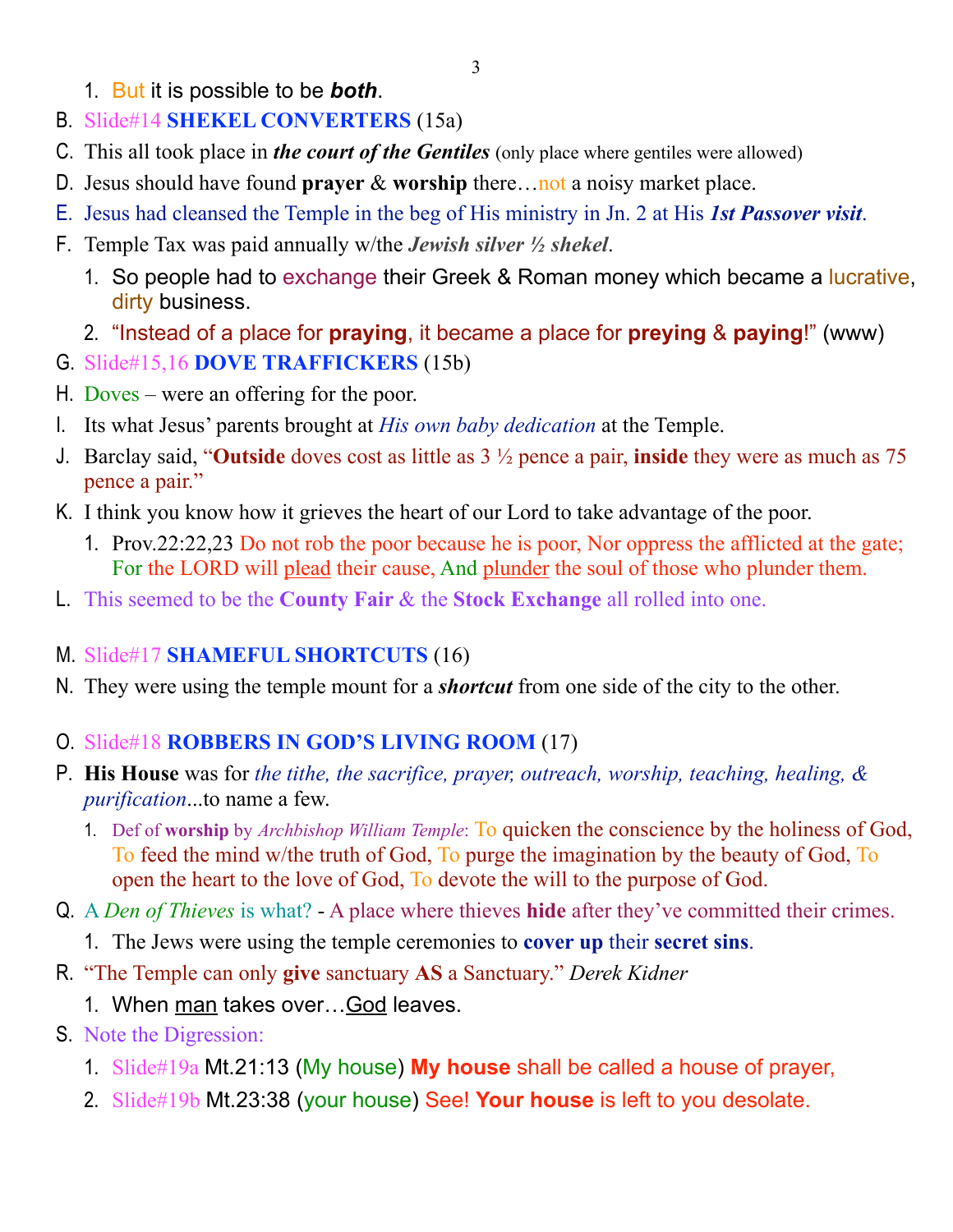1. But it is possible to be ***both***.

B. Slide#14 **SHEKEL CONVERTERS** (15a)

C. This all took place in ***the court of the Gentiles*** (only place where gentiles were allowed)

D. Jesus should have found **prayer** & **worship** there…not a noisy market place.

E. Jesus had cleansed the Temple in the beg of His ministry in Jn. 2 at His ***1st Passover visit***.

F. Temple Tax was paid annually w/the ***Jewish silver ½ shekel***.

   1. So people had to exchange their Greek & Roman money which became a lucrative, dirty business.
   2. "Instead of a place for **praying**, it became a place for **preying** & **paying**!" (www)

G. Slide#15,16 **DOVE TRAFFICKERS** (15b)

H. Doves – were an offering for the poor.

I. Its what Jesus' parents brought at *His own baby dedication* at the Temple.

J. Barclay said, "**Outside** doves cost as little as 3 ½ pence a pair, **inside** they were as much as 75 pence a pair."

K. I think you know how it grieves the heart of our Lord to take advantage of the poor.

   1. Prov.22:22,23 Do not rob the poor because he is poor, Nor oppress the afflicted at the gate; For the LORD will plead their cause, And plunder the soul of those who plunder them.

L. This seemed to be the **County Fair** & the **Stock Exchange** all rolled into one.

M. Slide#17 **SHAMEFUL SHORTCUTS** (16)

N. They were using the temple mount for a ***shortcut*** from one side of the city to the other.

O. Slide#18 **ROBBERS IN GOD'S LIVING ROOM** (17)

P. **His House** was for *the tithe, the sacrifice, prayer, outreach, worship, teaching, healing, & purification*...to name a few.

   1. Def of **worship** by *Archbishop William Temple*: To quicken the conscience by the holiness of God, To feed the mind w/the truth of God, To purge the imagination by the beauty of God, To open the heart to the love of God, To devote the will to the purpose of God.

Q. A *Den of Thieves* is what? - A place where thieves **hide** after they've committed their crimes.

   1. The Jews were using the temple ceremonies to **cover up** their **secret sins**.

R. "The Temple can only **give** sanctuary **AS** a Sanctuary." *Derek Kidner*

   1. When man takes over…God leaves.

S. Note the Digression:

   1. Slide#19a Mt.21:13 (My house) **My house** shall be called a house of prayer,
   2. Slide#19b Mt.23:38 (your house) See! **Your house** is left to you desolate.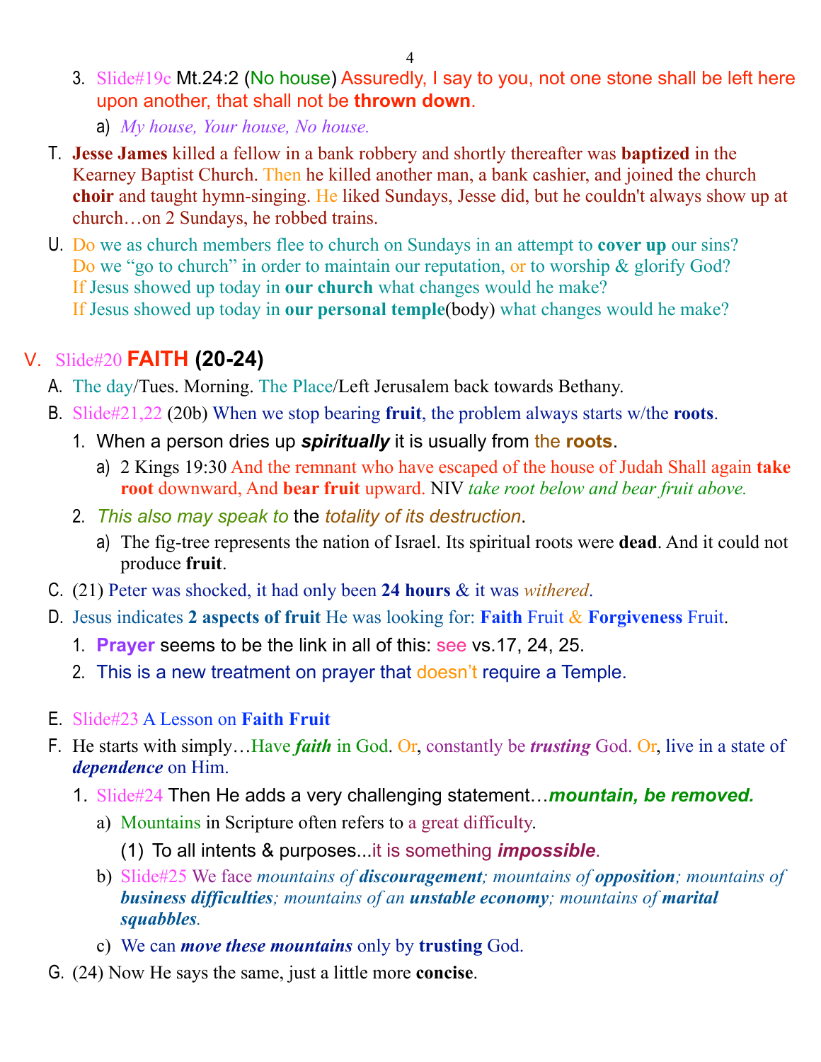3. Slide#19c Mt.24:2 (No house) Assuredly, I say to you, not one stone shall be left here upon another, that shall not be **thrown down**.
    a) *My house, Your house, No house.*

T. **Jesse James** killed a fellow in a bank robbery and shortly thereafter was **baptized** in the Kearney Baptist Church. Then he killed another man, a bank cashier, and joined the church **choir** and taught hymn-singing. He liked Sundays, Jesse did, but he couldn't always show up at church…on 2 Sundays, he robbed trains.

U. Do we as church members flee to church on Sundays in an attempt to **cover up** our sins? Do we "go to church" in order to maintain our reputation, or to worship & glorify God? If Jesus showed up today in **our church** what changes would he make? If Jesus showed up today in **our personal temple**(body) what changes would he make?

## V. Slide#20 **FAITH (20-24)**

A. The day/Tues. Morning. The Place/Left Jerusalem back towards Bethany.

B. Slide#21,22 (20b) When we stop bearing **fruit**, the problem always starts w/the **roots**.
    1. When a person dries up ***spiritually*** it is usually from the **roots**.
        a) 2 Kings 19:30 And the remnant who have escaped of the house of Judah Shall again **take root** downward, And **bear fruit** upward. NIV *take root below and bear fruit above.*
    2. *This also may speak to* the *totality of its destruction*.
        a) The fig-tree represents the nation of Israel. Its spiritual roots were **dead**. And it could not produce **fruit**.

C. (21) Peter was shocked, it had only been **24 hours** & it was *withered*.

D. Jesus indicates **2 aspects of fruit** He was looking for: **Faith** Fruit & **Forgiveness** Fruit.
    1. **Prayer** seems to be the link in all of this: see vs.17, 24, 25.
    2. This is a new treatment on prayer that doesn't require a Temple.

E. Slide#23 A Lesson on **Faith Fruit**

F. He starts with simply…Have ***faith*** in God. Or, constantly be ***trusting*** God. Or, live in a state of ***dependence*** on Him.
    1. Slide#24 Then He adds a very challenging statement…***mountain, be removed.***
        a) Mountains in Scripture often refers to a great difficulty.
            (1) To all intents & purposes...it is something ***impossible***.
        b) Slide#25 We face *mountains of **discouragement**; mountains of **opposition**; mountains of **business difficulties**; mountains of an **unstable economy**; mountains of **marital squabbles**.*
        c) We can ***move these mountains*** only by **trusting** God.

G. (24) Now He says the same, just a little more **concise**.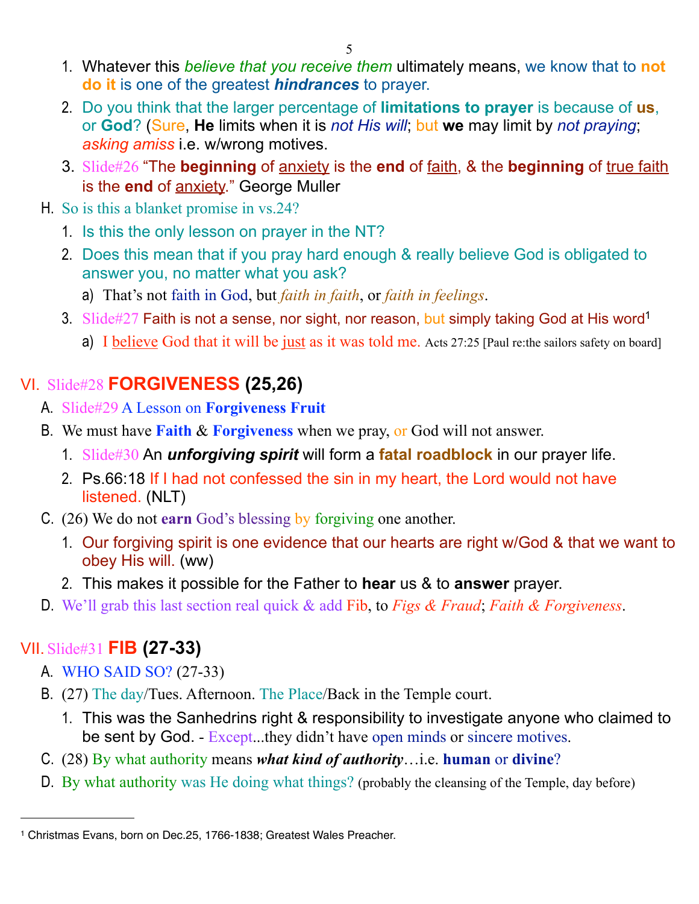1. Whatever this *believe that you receive them* ultimately means, we know that to **not do it** is one of the greatest ***hindrances*** to prayer.
2. Do you think that the larger percentage of **limitations to prayer** is because of **us**, or **God**? (Sure, **He** limits when it is *not His will*; but **we** may limit by *not praying*; *asking amiss* i.e. w/wrong motives.
3. Slide#26 "The **beginning** of anxiety is the **end** of faith, & the **beginning** of true faith is the **end** of anxiety." George Muller

H. So is this a blanket promise in vs.24?
   1. Is this the only lesson on prayer in the NT?
   2. Does this mean that if you pray hard enough & really believe God is obligated to answer you, no matter what you ask?
      a) That's not faith in God, but *faith in faith*, or *faith in feelings*.
   3. Slide#27 Faith is not a sense, nor sight, nor reason, but simply taking God at His word[1]
      a) I believe God that it will be just as it was told me. Acts 27:25 [Paul re:the sailors safety on board]

## VI. Slide#28 FORGIVENESS (25,26)

A. Slide#29 A Lesson on **Forgiveness Fruit**

B. We must have **Faith** & **Forgiveness** when we pray, or God will not answer.
   1. Slide#30 An ***unforgiving spirit*** will form a **fatal roadblock** in our prayer life.
   2. Ps.66:18 If I had not confessed the sin in my heart, the Lord would not have listened. (NLT)

C. (26) We do not **earn** God's blessing by forgiving one another.
   1. Our forgiving spirit is one evidence that our hearts are right w/God & that we want to obey His will. (ww)
   2. This makes it possible for the Father to **hear** us & to **answer** prayer.

D. We'll grab this last section real quick & add Fib, to *Figs & Fraud*; *Faith & Forgiveness*.

## VII. Slide#31 FIB (27-33)

A. WHO SAID SO? (27-33)

B. (27) The day/Tues. Afternoon. The Place/Back in the Temple court.
   1. This was the Sanhedrins right & responsibility to investigate anyone who claimed to be sent by God. - Except...they didn't have open minds or sincere motives.

C. (28) By what authority means ***what kind of authority***…i.e. **human** or **divine**?

D. By what authority was He doing what things? (probably the cleansing of the Temple, day before)

---

[1] Christmas Evans, born on Dec.25, 1766-1838; Greatest Wales Preacher.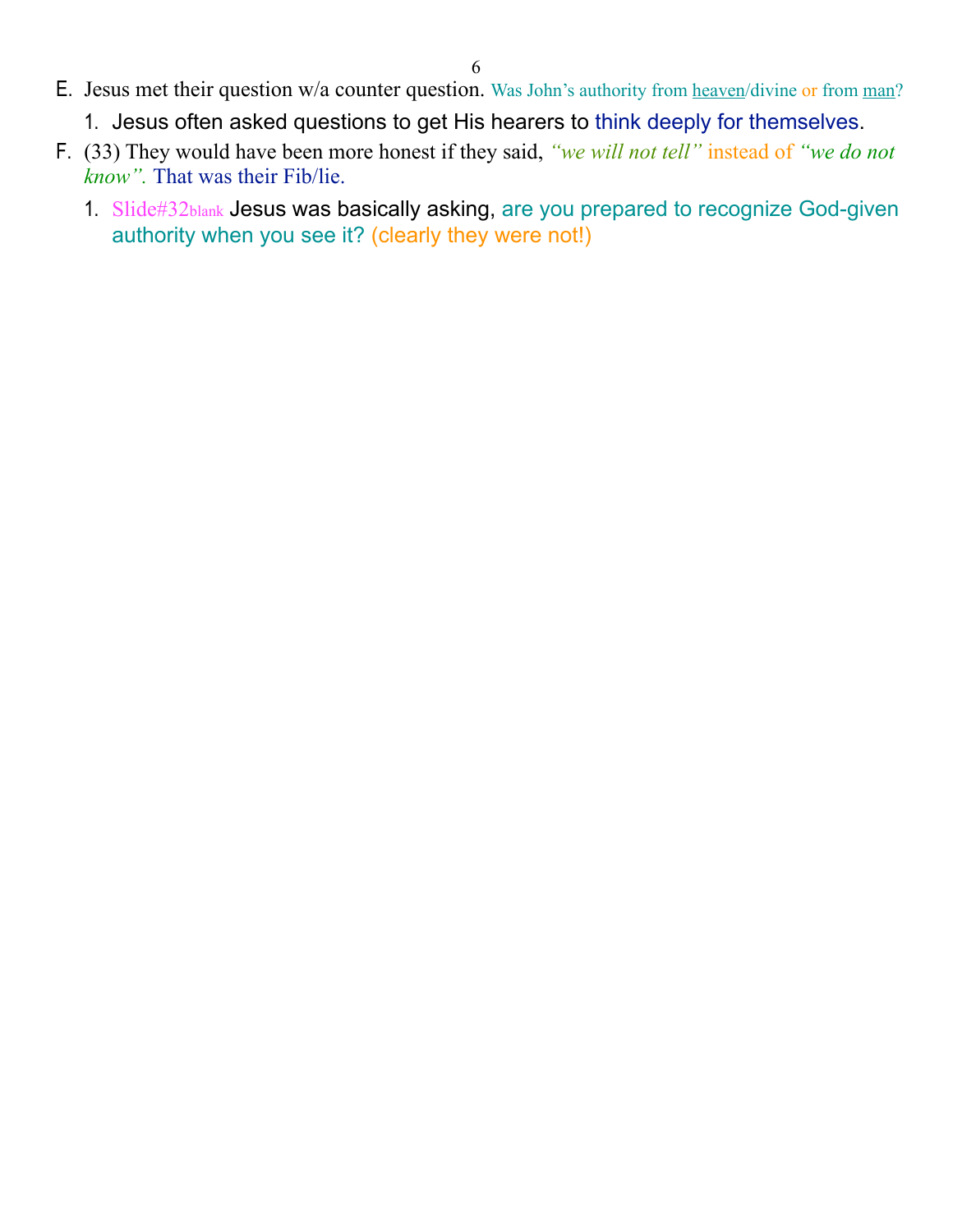E. Jesus met their question w/a counter question. Was John's authority from <u>heaven</u>/divine or from <u>man</u>?

   1. Jesus often asked questions to get His hearers to think deeply for themselves.

F. (33) They would have been more honest if they said, *"we will not tell"* instead of *"we do not know"*. That was their Fib/lie.

   1. Slide#32blank Jesus was basically asking, are you prepared to recognize God-given authority when you see it? (clearly they were not!)